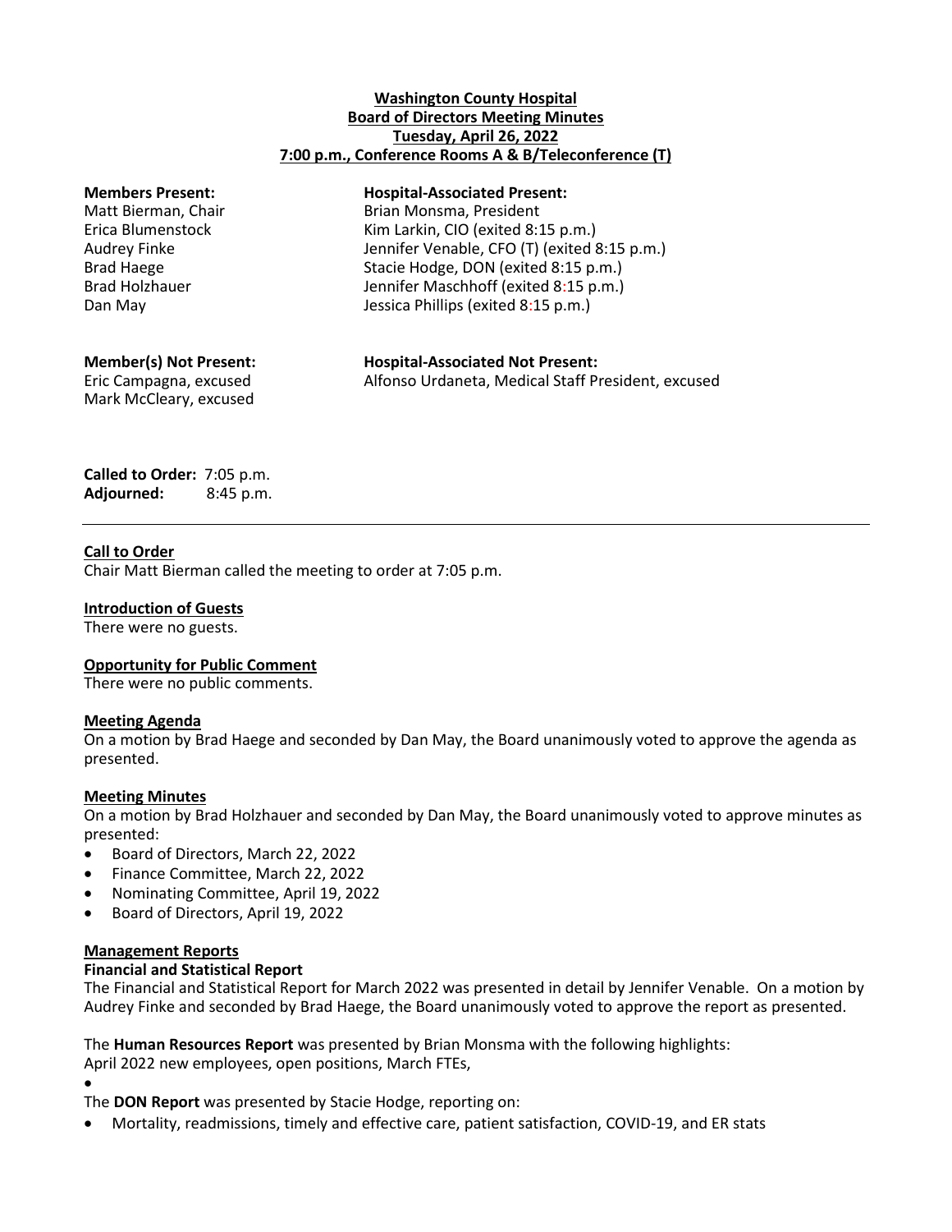**Washington County Hospital**
**Board of Directors Meeting Minutes**
**Tuesday, April 26, 2022**
**7:00 p.m., Conference Rooms A & B/Teleconference (T)**

| **Members Present:** | **Hospital-Associated Present:** |
|---|---|
| Matt Bierman, Chair | Brian Monsma, President |
| Erica Blumenstock | Kim Larkin, CIO (exited 8:15 p.m.) |
| Audrey Finke | Jennifer Venable, CFO (T) (exited 8:15 p.m.) |
| Brad Haege | Stacie Hodge, DON (exited 8:15 p.m.) |
| Brad Holzhauer | Jennifer Maschhoff (exited 8:15 p.m.) |
| Dan May | Jessica Phillips (exited 8:15 p.m.) |

| **Member(s) Not Present:** | **Hospital-Associated Not Present:** |
|---|---|
| Eric Campagna, excused | Alfonso Urdaneta, Medical Staff President, excused |
| Mark McCleary, excused | |

**Called to Order:** 7:05 p.m.
**Adjourned:** 8:45 p.m.

---

**Call to Order**
Chair Matt Bierman called the meeting to order at 7:05 p.m.

**Introduction of Guests**
There were no guests.

**Opportunity for Public Comment**
There were no public comments.

**Meeting Agenda**
On a motion by Brad Haege and seconded by Dan May, the Board unanimously voted to approve the agenda as presented.

**Meeting Minutes**
On a motion by Brad Holzhauer and seconded by Dan May, the Board unanimously voted to approve minutes as presented:

- Board of Directors, March 22, 2022
- Finance Committee, March 22, 2022
- Nominating Committee, April 19, 2022
- Board of Directors, April 19, 2022

**Management Reports**
**Financial and Statistical Report**
The Financial and Statistical Report for March 2022 was presented in detail by Jennifer Venable. On a motion by Audrey Finke and seconded by Brad Haege, the Board unanimously voted to approve the report as presented.

The **Human Resources Report** was presented by Brian Monsma with the following highlights:
April 2022 new employees, open positions, March FTEs,

- 

The **DON Report** was presented by Stacie Hodge, reporting on:

- Mortality, readmissions, timely and effective care, patient satisfaction, COVID-19, and ER stats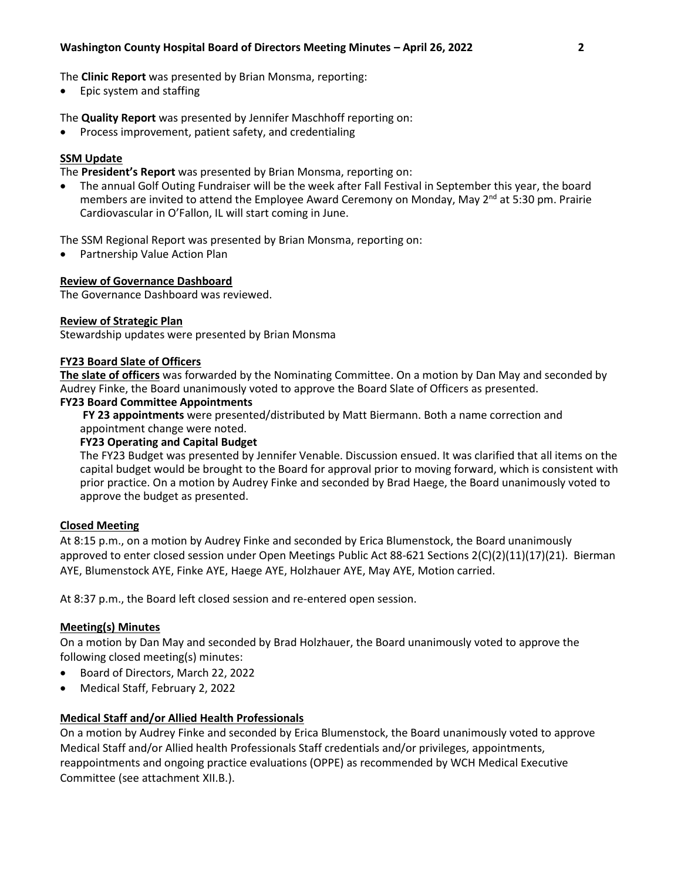The **Clinic Report** was presented by Brian Monsma, reporting:

- Epic system and staffing

The **Quality Report** was presented by Jennifer Maschhoff reporting on:

- Process improvement, patient safety, and credentialing

## SSM Update

The **President's Report** was presented by Brian Monsma, reporting on:

- The annual Golf Outing Fundraiser will be the week after Fall Festival in September this year, the board members are invited to attend the Employee Award Ceremony on Monday, May 2nd at 5:30 pm. Prairie Cardiovascular in O'Fallon, IL will start coming in June.

The SSM Regional Report was presented by Brian Monsma, reporting on:

- Partnership Value Action Plan

## Review of Governance Dashboard

The Governance Dashboard was reviewed.

## Review of Strategic Plan

Stewardship updates were presented by Brian Monsma

## FY23 Board Slate of Officers

**The slate of officers** was forwarded by the Nominating Committee. On a motion by Dan May and seconded by Audrey Finke, the Board unanimously voted to approve the Board Slate of Officers as presented.

### FY23 Board Committee Appointments

**FY 23 appointments** were presented/distributed by Matt Biermann. Both a name correction and appointment change were noted.

### FY23 Operating and Capital Budget

The FY23 Budget was presented by Jennifer Venable. Discussion ensued. It was clarified that all items on the capital budget would be brought to the Board for approval prior to moving forward, which is consistent with prior practice. On a motion by Audrey Finke and seconded by Brad Haege, the Board unanimously voted to approve the budget as presented.

## Closed Meeting

At 8:15 p.m., on a motion by Audrey Finke and seconded by Erica Blumenstock, the Board unanimously approved to enter closed session under Open Meetings Public Act 88-621 Sections 2(C)(2)(11)(17)(21). Bierman AYE, Blumenstock AYE, Finke AYE, Haege AYE, Holzhauer AYE, May AYE, Motion carried.

At 8:37 p.m., the Board left closed session and re-entered open session.

## Meeting(s) Minutes

On a motion by Dan May and seconded by Brad Holzhauer, the Board unanimously voted to approve the following closed meeting(s) minutes:

- Board of Directors, March 22, 2022
- Medical Staff, February 2, 2022

## Medical Staff and/or Allied Health Professionals

On a motion by Audrey Finke and seconded by Erica Blumenstock, the Board unanimously voted to approve Medical Staff and/or Allied health Professionals Staff credentials and/or privileges, appointments, reappointments and ongoing practice evaluations (OPPE) as recommended by WCH Medical Executive Committee (see attachment XII.B.).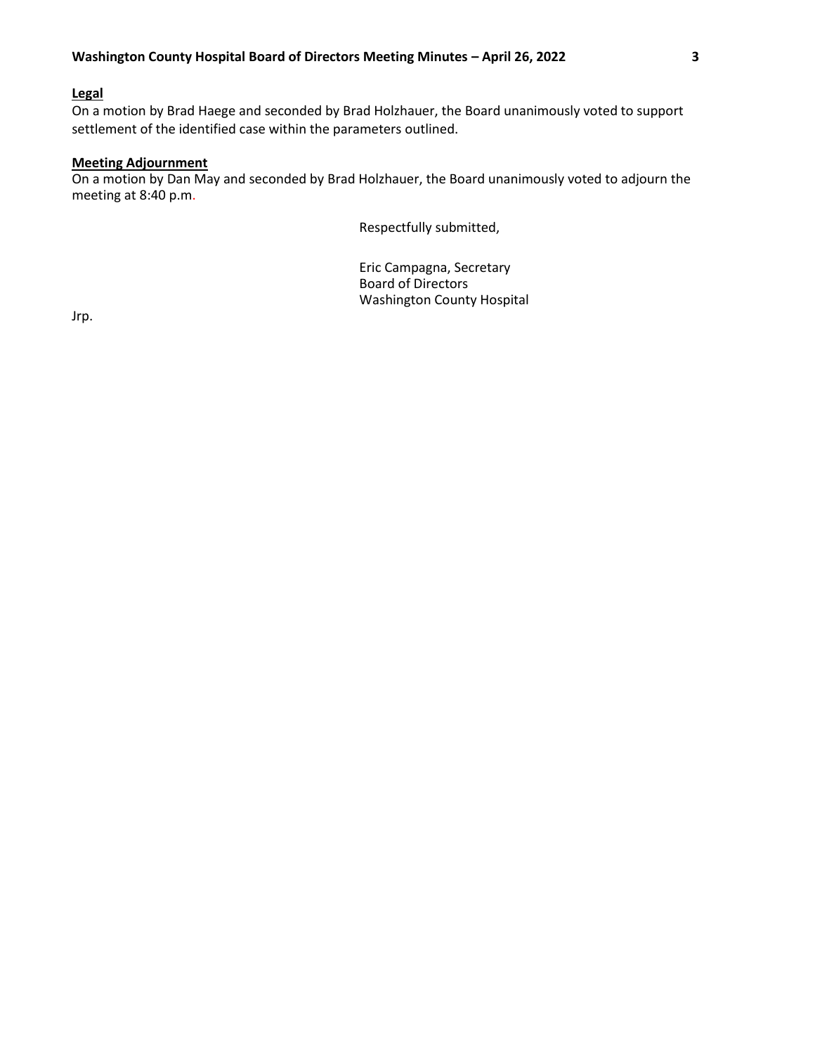**Legal**

On a motion by Brad Haege and seconded by Brad Holzhauer, the Board unanimously voted to support settlement of the identified case within the parameters outlined.

**Meeting Adjournment**

On a motion by Dan May and seconded by Brad Holzhauer, the Board unanimously voted to adjourn the meeting at 8:40 p.m.

Respectfully submitted,

Eric Campagna, Secretary
Board of Directors
Washington County Hospital

Jrp.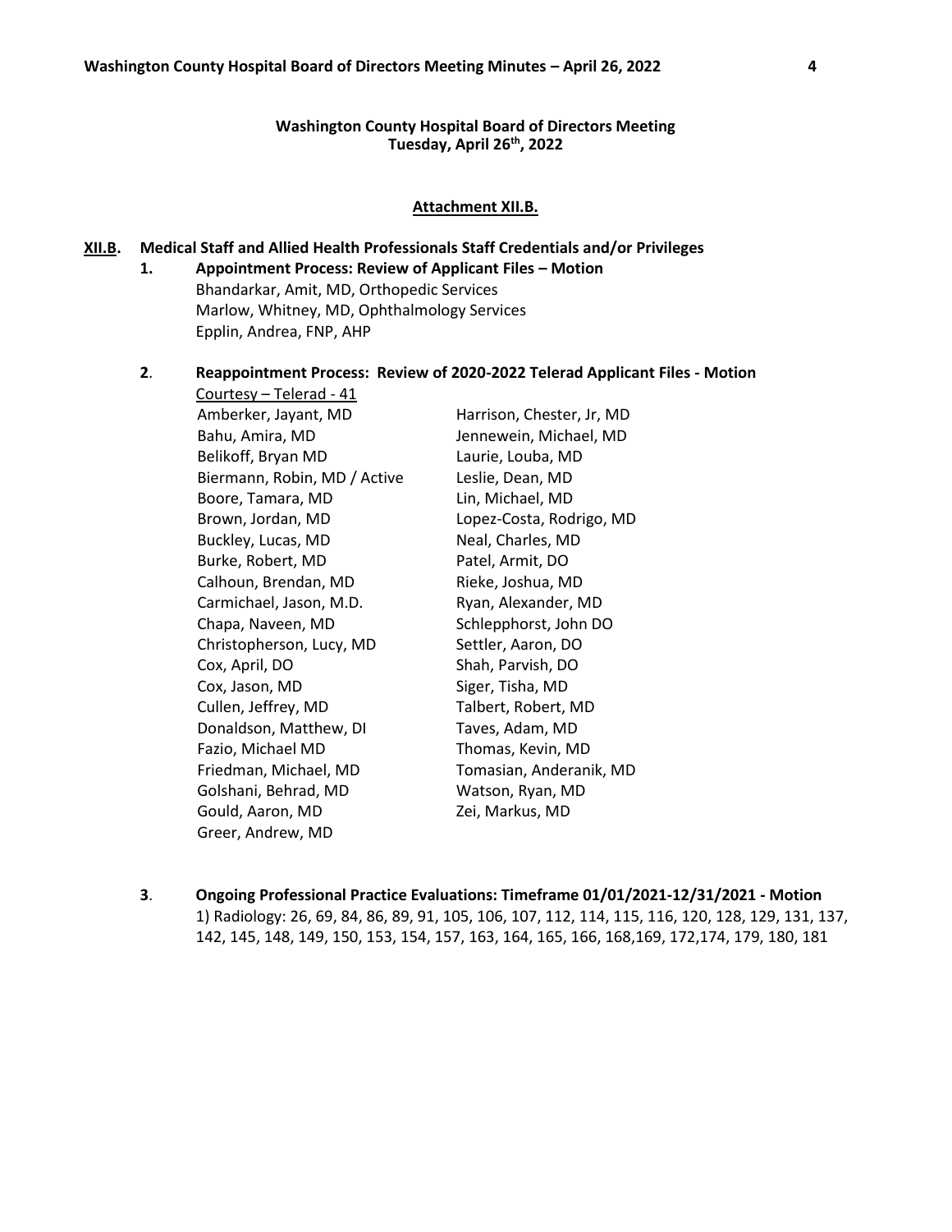**Washington County Hospital Board of Directors Meeting**
**Tuesday, April 26th, 2022**

**Attachment XII.B.**

**XII.B. Medical Staff and Allied Health Professionals Staff Credentials and/or Privileges**

**1. Appointment Process: Review of Applicant Files – Motion**

Bhandarkar, Amit, MD, Orthopedic Services
Marlow, Whitney, MD, Ophthalmology Services
Epplin, Andrea, FNP, AHP

**2. Reappointment Process: Review of 2020-2022 Telerad Applicant Files - Motion**

Courtesy – Telerad - 41

Amberker, Jayant, MD
Bahu, Amira, MD
Belikoff, Bryan MD
Biermann, Robin, MD / Active
Boore, Tamara, MD
Brown, Jordan, MD
Buckley, Lucas, MD
Burke, Robert, MD
Calhoun, Brendan, MD
Carmichael, Jason, M.D.
Chapa, Naveen, MD
Christopherson, Lucy, MD
Cox, April, DO
Cox, Jason, MD
Cullen, Jeffrey, MD
Donaldson, Matthew, DI
Fazio, Michael MD
Friedman, Michael, MD
Golshani, Behrad, MD
Gould, Aaron, MD
Greer, Andrew, MD
Harrison, Chester, Jr, MD
Jennewein, Michael, MD
Laurie, Louba, MD
Leslie, Dean, MD
Lin, Michael, MD
Lopez-Costa, Rodrigo, MD
Neal, Charles, MD
Patel, Armit, DO
Rieke, Joshua, MD
Ryan, Alexander, MD
Schlepphorst, John DO
Settler, Aaron, DO
Shah, Parvish, DO
Siger, Tisha, MD
Talbert, Robert, MD
Taves, Adam, MD
Thomas, Kevin, MD
Tomasian, Anderanik, MD
Watson, Ryan, MD
Zei, Markus, MD

**3. Ongoing Professional Practice Evaluations: Timeframe 01/01/2021-12/31/2021 - Motion**

1) Radiology: 26, 69, 84, 86, 89, 91, 105, 106, 107, 112, 114, 115, 116, 120, 128, 129, 131, 137, 142, 145, 148, 149, 150, 153, 154, 157, 163, 164, 165, 166, 168,169, 172,174, 179, 180, 181